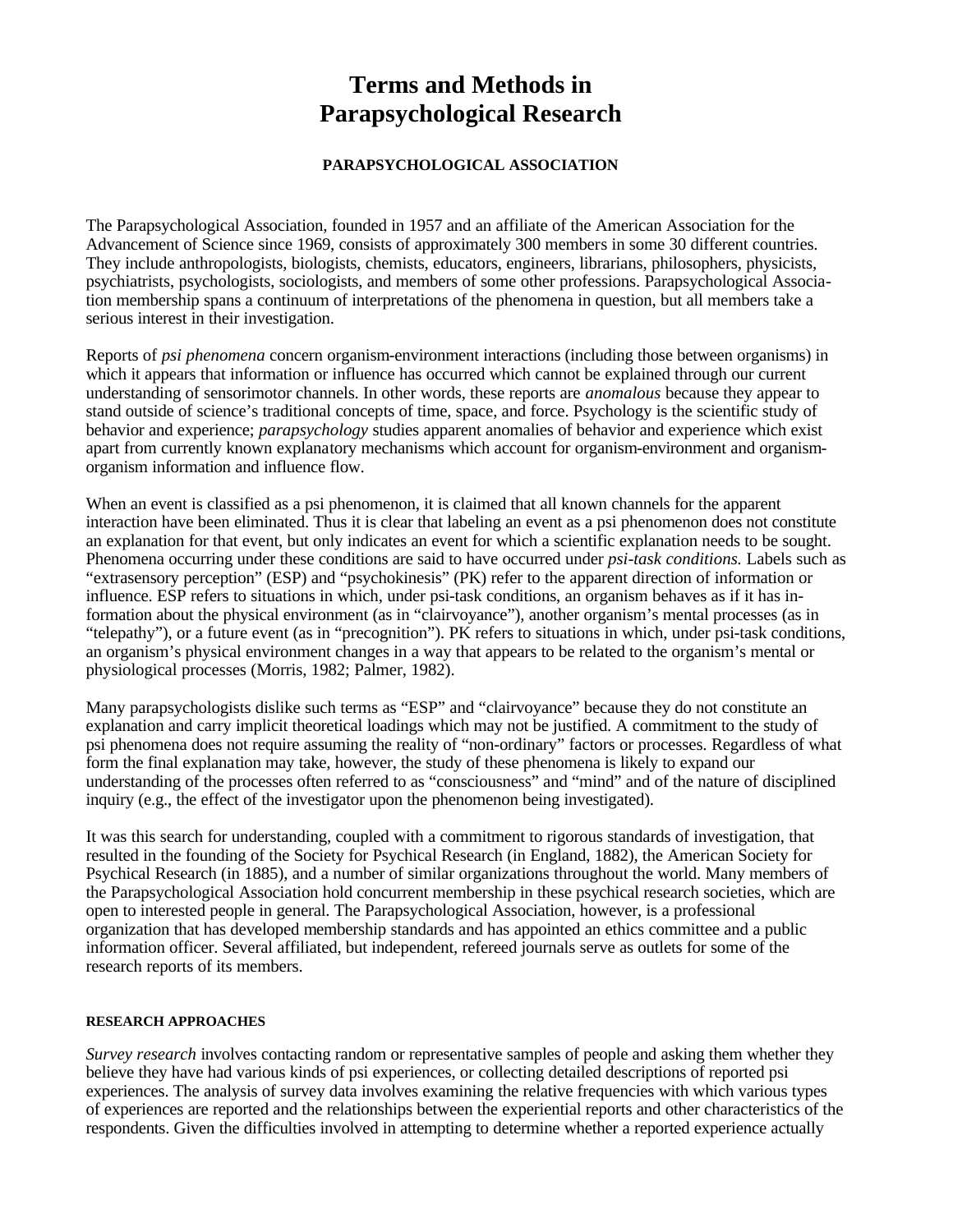# Terms and Methods in Parapsychological Research

**PARAPSYCHOLOGICAL ASSOCIATION**

The Parapsychological Association, founded in 1957 and an affiliate of the American Association for the Advancement of Science since 1969, consists of approximately 300 members in some 30 different countries. They include anthropologists, biologists, chemists, educators, engineers, librarians, philosophers, physicists, psychiatrists, psychologists, sociologists, and members of some other professions. Parapsychological Association membership spans a continuum of interpretations of the phenomena in question, but all members take a serious interest in their investigation.

Reports of *psi phenomena* concern organism-environment interactions (including those between organisms) in which it appears that information or influence has occurred which cannot be explained through our current understanding of sensorimotor channels. In other words, these reports are *anomalous* because they appear to stand outside of science's traditional concepts of time, space, and force. Psychology is the scientific study of behavior and experience; *parapsychology* studies apparent anomalies of behavior and experience which exist apart from currently known explanatory mechanisms which account for organism-environment and organism-organism information and influence flow.

When an event is classified as a psi phenomenon, it is claimed that all known channels for the apparent interaction have been eliminated. Thus it is clear that labeling an event as a psi phenomenon does not constitute an explanation for that event, but only indicates an event for which a scientific explanation needs to be sought. Phenomena occurring under these conditions are said to have occurred under *psi-task conditions.* Labels such as "extrasensory perception" (ESP) and "psychokinesis" (PK) refer to the apparent direction of information or influence. ESP refers to situations in which, under psi-task conditions, an organism behaves as if it has information about the physical environment (as in "clairvoyance"), another organism's mental processes (as in "telepathy"), or a future event (as in "precognition"). PK refers to situations in which, under psi-task conditions, an organism's physical environment changes in a way that appears to be related to the organism's mental or physiological processes (Morris, 1982; Palmer, 1982).

Many parapsychologists dislike such terms as "ESP" and "clairvoyance" because they do not constitute an explanation and carry implicit theoretical loadings which may not be justified. A commitment to the study of psi phenomena does not require assuming the reality of "non-ordinary" factors or processes. Regardless of what form the final explanation may take, however, the study of these phenomena is likely to expand our understanding of the processes often referred to as "consciousness" and "mind" and of the nature of disciplined inquiry (e.g., the effect of the investigator upon the phenomenon being investigated).

It was this search for understanding, coupled with a commitment to rigorous standards of investigation, that resulted in the founding of the Society for Psychical Research (in England, 1882), the American Society for Psychical Research (in 1885), and a number of similar organizations throughout the world. Many members of the Parapsychological Association hold concurrent membership in these psychical research societies, which are open to interested people in general. The Parapsychological Association, however, is a professional organization that has developed membership standards and has appointed an ethics committee and a public information officer. Several affiliated, but independent, refereed journals serve as outlets for some of the research reports of its members.

#### RESEARCH APPROACHES

*Survey research* involves contacting random or representative samples of people and asking them whether they believe they have had various kinds of psi experiences, or collecting detailed descriptions of reported psi experiences. The analysis of survey data involves examining the relative frequencies with which various types of experiences are reported and the relationships between the experiential reports and other characteristics of the respondents. Given the difficulties involved in attempting to determine whether a reported experience actually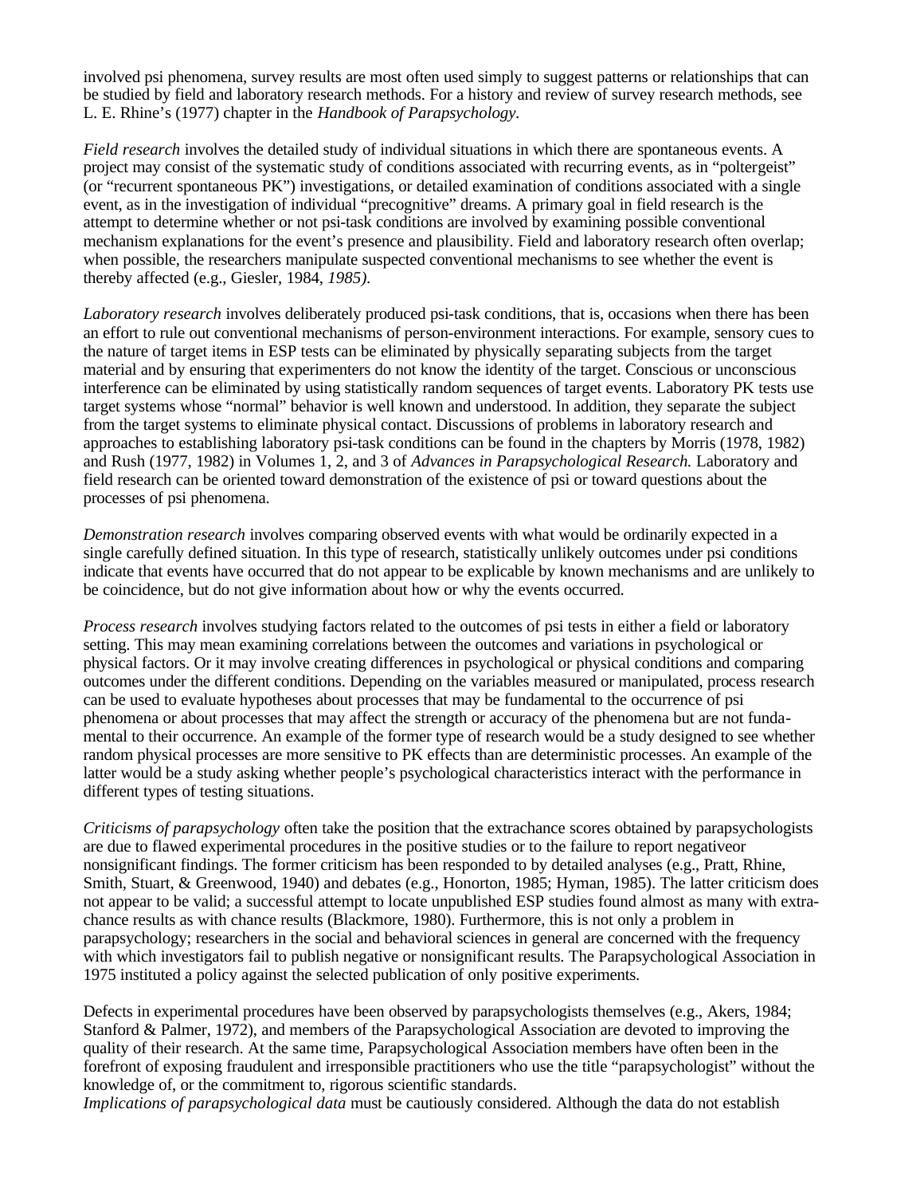involved psi phenomena, survey results are most often used simply to suggest patterns or relationships that can be studied by field and laboratory research methods. For a history and review of survey research methods, see L. E. Rhine's (1977) chapter in the *Handbook of Parapsychology.*

*Field research* involves the detailed study of individual situations in which there are spontaneous events. A project may consist of the systematic study of conditions associated with recurring events, as in "poltergeist" (or "recurrent spontaneous PK") investigations, or detailed examination of conditions associated with a single event, as in the investigation of individual "precognitive" dreams. A primary goal in field research is the attempt to determine whether or not psi-task conditions are involved by examining possible conventional mechanism explanations for the event's presence and plausibility. Field and laboratory research often overlap; when possible, the researchers manipulate suspected conventional mechanisms to see whether the event is thereby affected (e.g., Giesler, 1984, *1985).*

*Laboratory research* involves deliberately produced psi-task conditions, that is, occasions when there has been an effort to rule out conventional mechanisms of person-environment interactions. For example, sensory cues to the nature of target items in ESP tests can be eliminated by physically separating subjects from the target material and by ensuring that experimenters do not know the identity of the target. Conscious or unconscious interference can be eliminated by using statistically random sequences of target events. Laboratory PK tests use target systems whose "normal" behavior is well known and understood. In addition, they separate the subject from the target systems to eliminate physical contact. Discussions of problems in laboratory research and approaches to establishing laboratory psi-task conditions can be found in the chapters by Morris (1978, 1982) and Rush (1977, 1982) in Volumes 1, 2, and 3 of *Advances in Parapsychological Research.* Laboratory and field research can be oriented toward demonstration of the existence of psi or toward questions about the processes of psi phenomena.

*Demonstration research* involves comparing observed events with what would be ordinarily expected in a single carefully defined situation. In this type of research, statistically unlikely outcomes under psi conditions indicate that events have occurred that do not appear to be explicable by known mechanisms and are unlikely to be coincidence, but do not give information about how or why the events occurred.

*Process research* involves studying factors related to the outcomes of psi tests in either a field or laboratory setting. This may mean examining correlations between the outcomes and variations in psychological or physical factors. Or it may involve creating differences in psychological or physical conditions and comparing outcomes under the different conditions. Depending on the variables measured or manipulated, process research can be used to evaluate hypotheses about processes that may be fundamental to the occurrence of psi phenomena or about processes that may affect the strength or accuracy of the phenomena but are not fundamental to their occurrence. An example of the former type of research would be a study designed to see whether random physical processes are more sensitive to PK effects than are deterministic processes. An example of the latter would be a study asking whether people's psychological characteristics interact with the performance in different types of testing situations.

*Criticisms of parapsychology* often take the position that the extrachance scores obtained by parapsychologists are due to flawed experimental procedures in the positive studies or to the failure to report negativeor nonsignificant findings. The former criticism has been responded to by detailed analyses (e.g., Pratt, Rhine, Smith, Stuart, & Greenwood, 1940) and debates (e.g., Honorton, 1985; Hyman, 1985). The latter criticism does not appear to be valid; a successful attempt to locate unpublished ESP studies found almost as many with extrachance results as with chance results (Blackmore, 1980). Furthermore, this is not only a problem in parapsychology; researchers in the social and behavioral sciences in general are concerned with the frequency with which investigators fail to publish negative or nonsignificant results. The Parapsychological Association in 1975 instituted a policy against the selected publication of only positive experiments.

Defects in experimental procedures have been observed by parapsychologists themselves (e.g., Akers, 1984; Stanford & Palmer, 1972), and members of the Parapsychological Association are devoted to improving the quality of their research. At the same time, Parapsychological Association members have often been in the forefront of exposing fraudulent and irresponsible practitioners who use the title "parapsychologist" without the knowledge of, or the commitment to, rigorous scientific standards.

*Implications of parapsychological data* must be cautiously considered. Although the data do not establish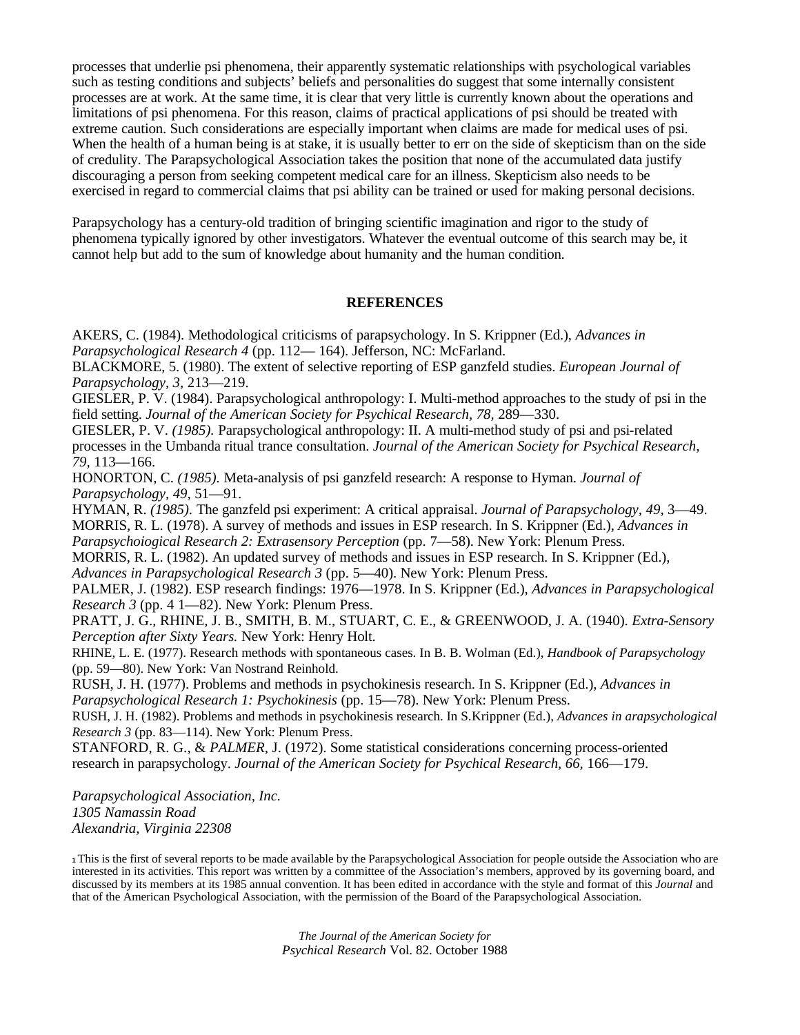processes that underlie psi phenomena, their apparently systematic relationships with psychological variables such as testing conditions and subjects' beliefs and personalities do suggest that some internally consistent processes are at work. At the same time, it is clear that very little is currently known about the operations and limitations of psi phenomena. For this reason, claims of practical applications of psi should be treated with extreme caution. Such considerations are especially important when claims are made for medical uses of psi. When the health of a human being is at stake, it is usually better to err on the side of skepticism than on the side of credulity. The Parapsychological Association takes the position that none of the accumulated data justify discouraging a person from seeking competent medical care for an illness. Skepticism also needs to be exercised in regard to commercial claims that psi ability can be trained or used for making personal decisions.

Parapsychology has a century-old tradition of bringing scientific imagination and rigor to the study of phenomena typically ignored by other investigators. Whatever the eventual outcome of this search may be, it cannot help but add to the sum of knowledge about humanity and the human condition.

## REFERENCES

AKERS, C. (1984). Methodological criticisms of parapsychology. In S. Krippner (Ed.), *Advances in Parapsychological Research 4* (pp. 112— 164). Jefferson, NC: McFarland.
BLACKMORE, 5. (1980). The extent of selective reporting of ESP ganzfeld studies. *European Journal of Parapsychology, 3*, 213—219.
GIESLER, P. V. (1984). Parapsychological anthropology: I. Multi-method approaches to the study of psi in the field setting. *Journal of the American Society for Psychical Research, 78,* 289—330.
GIESLER, P. V. *(1985).* Parapsychological anthropology: II. A multi-method study of psi and psi-related processes in the Umbanda ritual trance consultation. *Journal of the American Society for Psychical Research, 79,* 113—166.
HONORTON, C. *(1985).* Meta-analysis of psi ganzfeld research: A response to Hyman. *Journal of Parapsychology, 49,* 51—91.
HYMAN, R. *(1985).* The ganzfeld psi experiment: A critical appraisal. *Journal of Parapsychology, 49,* 3—49.
MORRIS, R. L. (1978). A survey of methods and issues in ESP research. In S. Krippner (Ed.), *Advances in Parapsychoiogical Research 2: Extrasensory Perception* (pp. 7—58). New York: Plenum Press.
MORRIS, R. L. (1982). An updated survey of methods and issues in ESP research. In S. Krippner (Ed.), *Advances in Parapsychological Research 3* (pp. 5—40). New York: Plenum Press.
PALMER, J. (1982). ESP research findings: 1976—1978. In S. Krippner (Ed.), *Advances in Parapsychological Research 3* (pp. 4 1—82). New York: Plenum Press.
PRATT, J. G., RHINE, J. B., SMITH, B. M., STUART, C. E., & GREENWOOD, J. A. (1940). *Extra-Sensory Perception after Sixty Years.* New York: Henry Holt.
RHINE, L. E. (1977). Research methods with spontaneous cases. In B. B. Wolman (Ed.), *Handbook of Parapsychology* (pp. 59—80). New York: Van Nostrand Reinhold.
RUSH, J. H. (1977). Problems and methods in psychokinesis research. In S. Krippner (Ed.), *Advances in Parapsychological Research 1: Psychokinesis* (pp. 15—78). New York: Plenum Press.
RUSH, J. H. (1982). Problems and methods in psychokinesis research. In S.Krippner (Ed.), *Advances in arapsychological Research 3* (pp. 83—114). New York: Plenum Press.
STANFORD, R. G., & *PALMER*, J. (1972). Some statistical considerations concerning process-oriented research in parapsychology. *Journal of the American Society for Psychical Research, 66,* 166—179.

*Parapsychological Association, Inc.*
*1305 Namassin Road*
*Alexandria, Virginia 22308*

[1] This is the first of several reports to be made available by the Parapsychological Association for people outside the Association who are interested in its activities. This report was written by a committee of the Association's members, approved by its governing board, and discussed by its members at its 1985 annual convention. It has been edited in accordance with the style and format of this *Journal* and that of the American Psychological Association, with the permission of the Board of the Parapsychological Association.

*The Journal of the American Society for Psychical Research* Vol. 82. October 1988